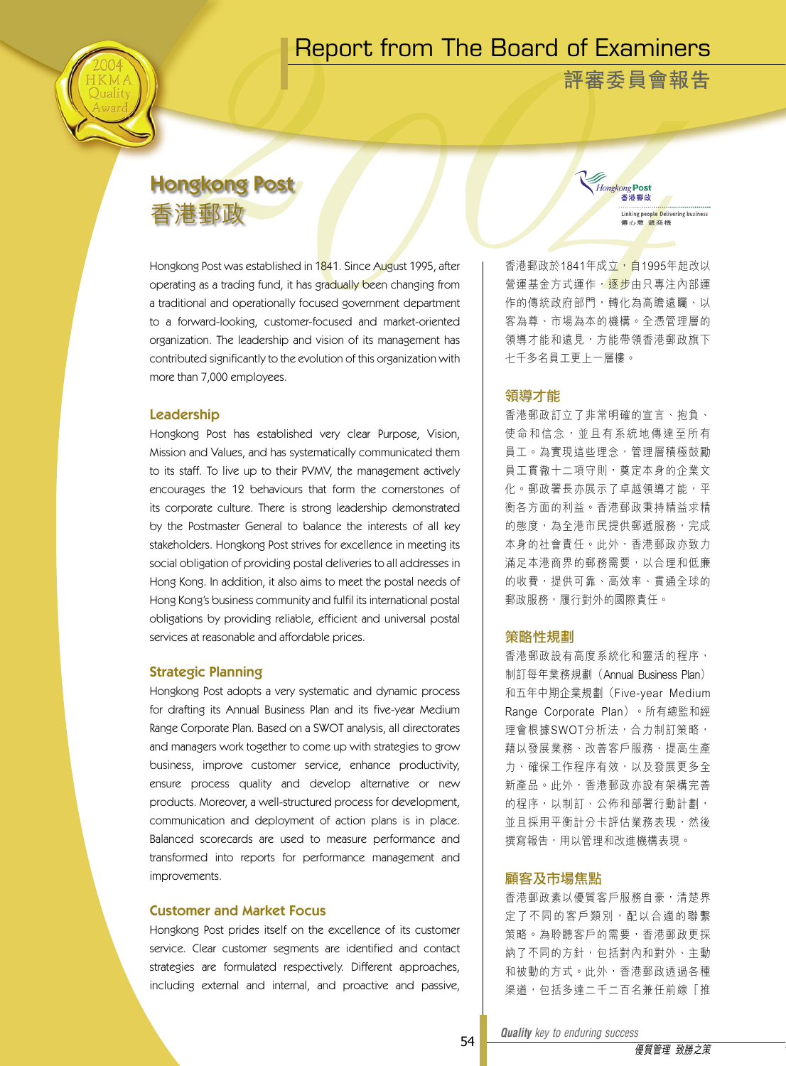# Report from The Board of Examiners

# 評審委員會報告

## Hongkong Post
## 香港郵政

Hongkong Post 香港郵政

Linking people Delivering business
傳心意 遞商機

Hongkong Post was established in 1841. Since August 1995, after operating as a trading fund, it has gradually been changing from a traditional and operationally focused government department to a forward-looking, customer-focused and market-oriented organization. The leadership and vision of its management has contributed significantly to the evolution of this organization with more than 7,000 employees.

### Leadership

Hongkong Post has established very clear Purpose, Vision, Mission and Values, and has systematically communicated them to its staff. To live up to their PVMV, the management actively encourages the 12 behaviours that form the cornerstones of its corporate culture. There is strong leadership demonstrated by the Postmaster General to balance the interests of all key stakeholders. Hongkong Post strives for excellence in meeting its social obligation of providing postal deliveries to all addresses in Hong Kong. In addition, it also aims to meet the postal needs of Hong Kong's business community and fulfil its international postal obligations by providing reliable, efficient and universal postal services at reasonable and affordable prices.

### Strategic Planning

Hongkong Post adopts a very systematic and dynamic process for drafting its Annual Business Plan and its five-year Medium Range Corporate Plan. Based on a SWOT analysis, all directorates and managers work together to come up with strategies to grow business, improve customer service, enhance productivity, ensure process quality and develop alternative or new products. Moreover, a well-structured process for development, communication and deployment of action plans is in place. Balanced scorecards are used to measure performance and transformed into reports for performance management and improvements.

### Customer and Market Focus

Hongkong Post prides itself on the excellence of its customer service. Clear customer segments are identified and contact strategies are formulated respectively. Different approaches, including external and internal, and proactive and passive,

香港郵政於1841年成立，自1995年起改以營運基金方式運作，逐步由只專注內部運作的傳統政府部門，轉化為高瞻遠矚、以客為尊、市場為本的機構。全憑管理層的領導才能和遠見，方能帶領香港郵政旗下七千多名員工更上一層樓。

### 領導才能

香港郵政訂立了非常明確的宣言、抱負、使命和信念，並且有系統地傳達至所有員工。為實現這些理念，管理層積極鼓勵員工貫徹十二項守則，奠定本身的企業文化。郵政署長亦展示了卓越領導才能，平衡各方面的利益。香港郵政秉持精益求精的態度，為全港市民提供郵遞服務，完成本身的社會責任。此外，香港郵政亦致力滿足本港商界的郵務需要，以合理和低廉的收費，提供可靠、高效率、貫通全球的郵政服務，履行對外的國際責任。

### 策略性規劃

香港郵政設有高度系統化和靈活的程序，制訂每年業務規劃（Annual Business Plan）和五年中期企業規劃（Five-year Medium Range Corporate Plan）。所有總監和經理會根據SWOT分析法，合力制訂策略，藉以發展業務、改善客戶服務、提高生產力、確保工作程序有效，以及發展更多全新產品。此外，香港郵政亦設有架構完善的程序，以制訂、公佈和部署行動計劃，並且採用平衡計分卡評估業務表現，然後撰寫報告，用以管理和改進機構表現。

### 顧客及市場焦點

香港郵政素以優質客戶服務自豪，清楚界定了不同的客戶類別，配以合適的聯繫策略。為聆聽客戶的需要，香港郵政更採納了不同的方針，包括對內和對外、主動和被動的方式。此外，香港郵政透過各種渠道，包括多達二千二百名兼任前線「推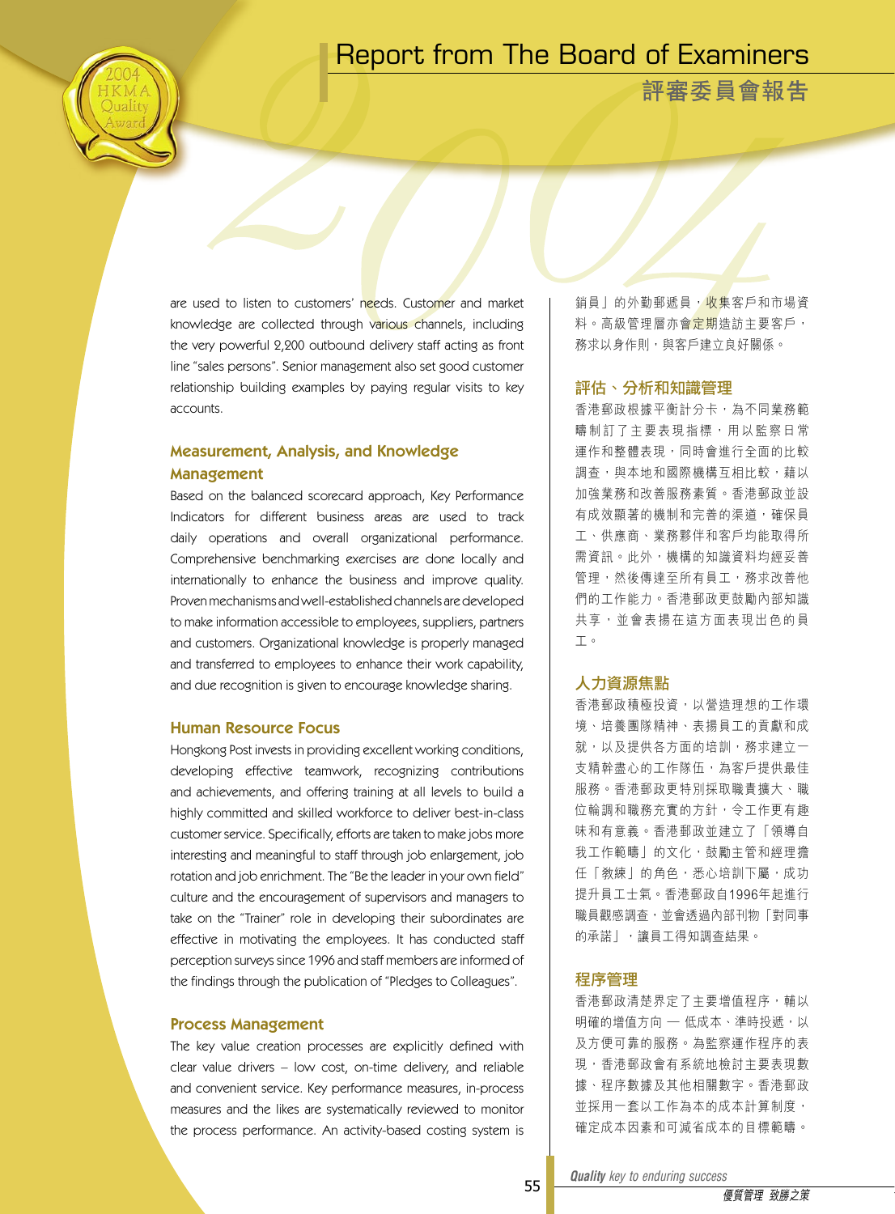are used to listen to customers' needs. Customer and market knowledge are collected through various channels, including the very powerful 2,200 outbound delivery staff acting as front line "sales persons". Senior management also set good customer relationship building examples by paying regular visits to key accounts.

### Measurement, Analysis, and Knowledge Management

Based on the balanced scorecard approach, Key Performance Indicators for different business areas are used to track daily operations and overall organizational performance. Comprehensive benchmarking exercises are done locally and internationally to enhance the business and improve quality. Proven mechanisms and well-established channels are developed to make information accessible to employees, suppliers, partners and customers. Organizational knowledge is properly managed and transferred to employees to enhance their work capability, and due recognition is given to encourage knowledge sharing.

### Human Resource Focus

Hongkong Post invests in providing excellent working conditions, developing effective teamwork, recognizing contributions and achievements, and offering training at all levels to build a highly committed and skilled workforce to deliver best-in-class customer service. Specifically, efforts are taken to make jobs more interesting and meaningful to staff through job enlargement, job rotation and job enrichment. The "Be the leader in your own field" culture and the encouragement of supervisors and managers to take on the "Trainer" role in developing their subordinates are effective in motivating the employees. It has conducted staff perception surveys since 1996 and staff members are informed of the findings through the publication of "Pledges to Colleagues".

### Process Management

The key value creation processes are explicitly defined with clear value drivers – low cost, on-time delivery, and reliable and convenient service. Key performance measures, in-process measures and the likes are systematically reviewed to monitor the process performance. An activity-based costing system is

銷員」的外勤郵遞員，收集客戶和市場資料。高級管理層亦會定期造訪主要客戶，務求以身作則，與客戶建立良好關係。

### 評估、分析和知識管理

香港郵政根據平衡計分卡，為不同業務範疇制訂了主要表現指標，用以監察日常運作和整體表現，同時會進行全面的比較調查，與本地和國際機構互相比較，藉以加強業務和改善服務素質。香港郵政並設有成效顯著的機制和完善的渠道，確保員工、供應商、業務夥伴和客戶均能取得所需資訊。此外，機構的知識資料均經妥善管理，然後傳達至所有員工，務求改善他們的工作能力。香港郵政更鼓勵內部知識共享，並會表揚在這方面表現出色的員工。

### 人力資源焦點

香港郵政積極投資，以營造理想的工作環境、培養團隊精神、表揚員工的貢獻和成就，以及提供各方面的培訓，務求建立一支精幹盡心的工作隊伍，為客戶提供最佳服務。香港郵政更特別採取職責擴大、職位輪調和職務充實的方針，令工作更有趣味和有意義。香港郵政並建立了「領導自我工作範疇」的文化，鼓勵主管和經理擔任「教練」的角色，悉心培訓下屬，成功提升員工士氣。香港郵政自1996年起進行職員觀感調查，並會透過內部刊物「對同事的承諾」，讓員工得知調查結果。

### 程序管理

香港郵政清楚界定了主要增值程序，輔以明確的增值方向 — 低成本、準時投遞，以及方便可靠的服務。為監察運作程序的表現，香港郵政會有系統地檢討主要表現數據、程序數據及其他相關數字。香港郵政並採用一套以工作為本的成本計算制度，確定成本因素和可減省成本的目標範疇。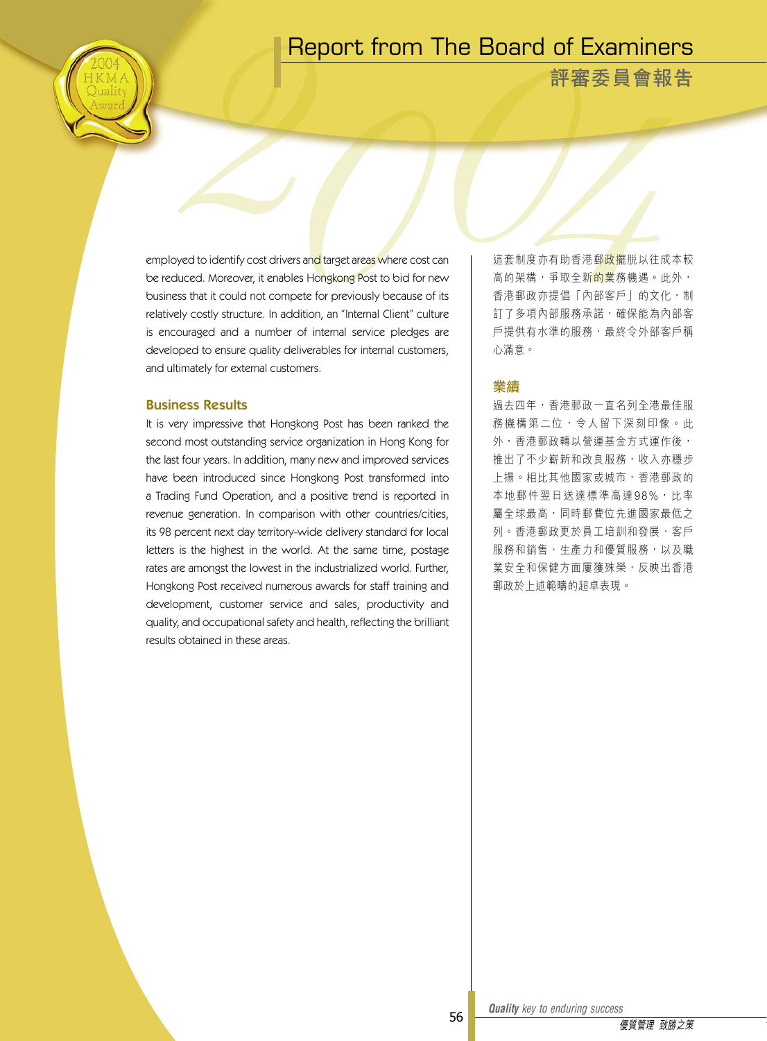employed to identify cost drivers and target areas where cost can be reduced. Moreover, it enables Hongkong Post to bid for new business that it could not compete for previously because of its relatively costly structure. In addition, an "Internal Client" culture is encouraged and a number of internal service pledges are developed to ensure quality deliverables for internal customers, and ultimately for external customers.

### Business Results

It is very impressive that Hongkong Post has been ranked the second most outstanding service organization in Hong Kong for the last four years. In addition, many new and improved services have been introduced since Hongkong Post transformed into a Trading Fund Operation, and a positive trend is reported in revenue generation. In comparison with other countries/cities, its 98 percent next day territory-wide delivery standard for local letters is the highest in the world. At the same time, postage rates are amongst the lowest in the industrialized world. Further, Hongkong Post received numerous awards for staff training and development, customer service and sales, productivity and quality, and occupational safety and health, reflecting the brilliant results obtained in these areas.

這套制度亦有助香港郵政擺脱以往成本較高的架構，爭取全新的業務機遇。此外，香港郵政亦提倡「內部客戶」的文化，制訂了多項內部服務承諾，確保能為內部客戶提供有水準的服務，最終令外部客戶稱心滿意。

### 業績

過去四年，香港郵政一直名列全港最佳服務機構第二位，令人留下深刻印像。此外，香港郵政轉以營運基金方式運作後，推出了不少嶄新和改良服務，收入亦穩步上揚。相比其他國家或城市，香港郵政的本地郵件翌日送達標準高達98%，比率屬全球最高，同時郵費位先進國家最低之列。香港郵政更於員工培訓和發展、客戶服務和銷售、生產力和優質服務，以及職業安全和保健方面屢獲殊榮，反映出香港郵政於上述範疇的超卓表現。